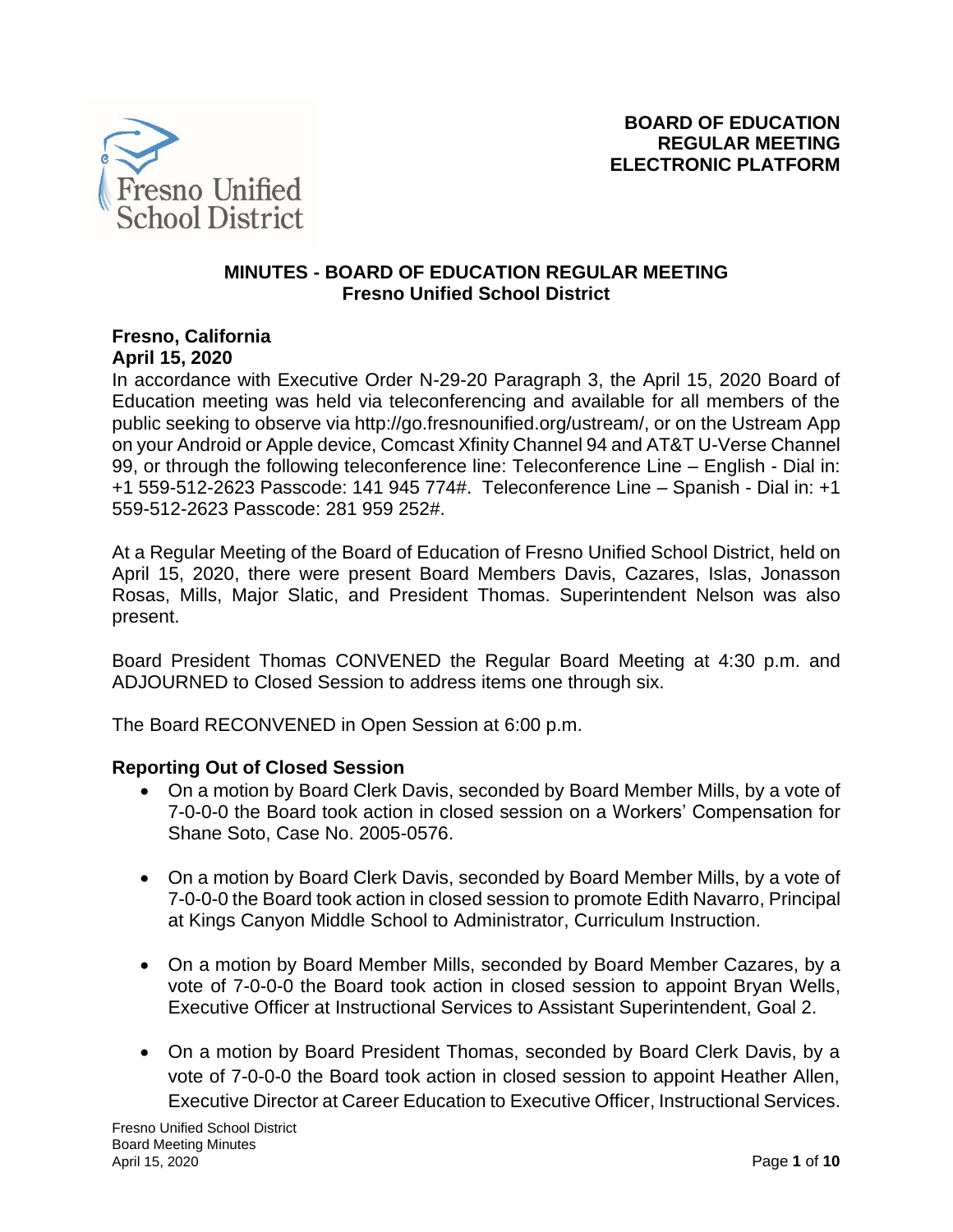**BOARD OF EDUCATION**
**REGULAR MEETING**
**ELECTRONIC PLATFORM**

# MINUTES - BOARD OF EDUCATION REGULAR MEETING
## Fresno Unified School District

**Fresno, California**
**April 15, 2020**

In accordance with Executive Order N-29-20 Paragraph 3, the April 15, 2020 Board of Education meeting was held via teleconferencing and available for all members of the public seeking to observe via http://go.fresnounified.org/ustream/, or on the Ustream App on your Android or Apple device, Comcast Xfinity Channel 94 and AT&T U-Verse Channel 99, or through the following teleconference line: Teleconference Line – English - Dial in: +1 559-512-2623 Passcode: 141 945 774#. Teleconference Line – Spanish - Dial in: +1 559-512-2623 Passcode: 281 959 252#.

At a Regular Meeting of the Board of Education of Fresno Unified School District, held on April 15, 2020, there were present Board Members Davis, Cazares, Islas, Jonasson Rosas, Mills, Major Slatic, and President Thomas. Superintendent Nelson was also present.

Board President Thomas CONVENED the Regular Board Meeting at 4:30 p.m. and ADJOURNED to Closed Session to address items one through six.

The Board RECONVENED in Open Session at 6:00 p.m.

### Reporting Out of Closed Session

- On a motion by Board Clerk Davis, seconded by Board Member Mills, by a vote of 7-0-0-0 the Board took action in closed session on a Workers' Compensation for Shane Soto, Case No. 2005-0576.
- On a motion by Board Clerk Davis, seconded by Board Member Mills, by a vote of 7-0-0-0 the Board took action in closed session to promote Edith Navarro, Principal at Kings Canyon Middle School to Administrator, Curriculum Instruction.
- On a motion by Board Member Mills, seconded by Board Member Cazares, by a vote of 7-0-0-0 the Board took action in closed session to appoint Bryan Wells, Executive Officer at Instructional Services to Assistant Superintendent, Goal 2.
- On a motion by Board President Thomas, seconded by Board Clerk Davis, by a vote of 7-0-0-0 the Board took action in closed session to appoint Heather Allen, Executive Director at Career Education to Executive Officer, Instructional Services.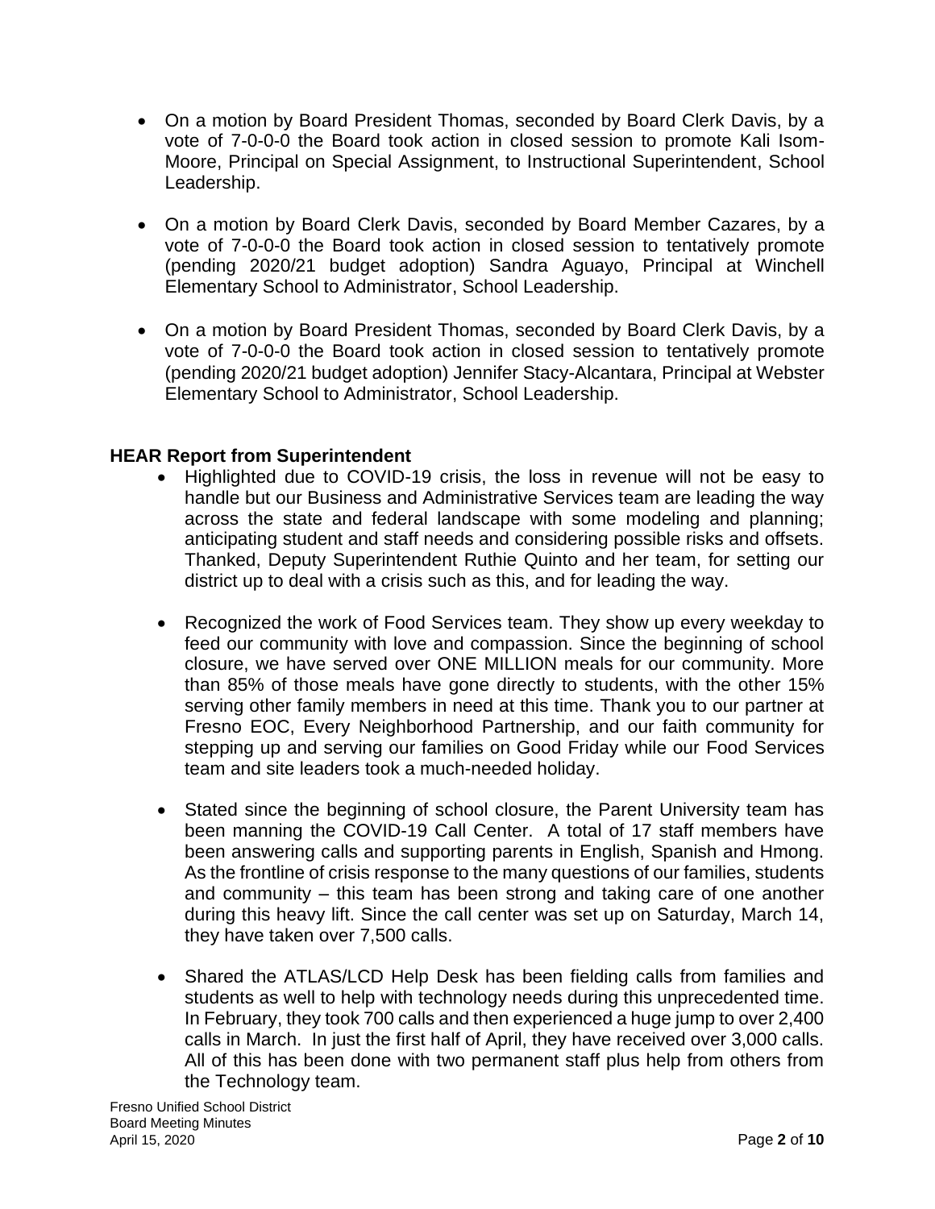- On a motion by Board President Thomas, seconded by Board Clerk Davis, by a vote of 7-0-0-0 the Board took action in closed session to promote Kali Isom-Moore, Principal on Special Assignment, to Instructional Superintendent, School Leadership.

- On a motion by Board Clerk Davis, seconded by Board Member Cazares, by a vote of 7-0-0-0 the Board took action in closed session to tentatively promote (pending 2020/21 budget adoption) Sandra Aguayo, Principal at Winchell Elementary School to Administrator, School Leadership.

- On a motion by Board President Thomas, seconded by Board Clerk Davis, by a vote of 7-0-0-0 the Board took action in closed session to tentatively promote (pending 2020/21 budget adoption) Jennifer Stacy-Alcantara, Principal at Webster Elementary School to Administrator, School Leadership.

**HEAR Report from Superintendent**

- Highlighted due to COVID-19 crisis, the loss in revenue will not be easy to handle but our Business and Administrative Services team are leading the way across the state and federal landscape with some modeling and planning; anticipating student and staff needs and considering possible risks and offsets. Thanked, Deputy Superintendent Ruthie Quinto and her team, for setting our district up to deal with a crisis such as this, and for leading the way.

- Recognized the work of Food Services team. They show up every weekday to feed our community with love and compassion. Since the beginning of school closure, we have served over ONE MILLION meals for our community. More than 85% of those meals have gone directly to students, with the other 15% serving other family members in need at this time. Thank you to our partner at Fresno EOC, Every Neighborhood Partnership, and our faith community for stepping up and serving our families on Good Friday while our Food Services team and site leaders took a much-needed holiday.

- Stated since the beginning of school closure, the Parent University team has been manning the COVID-19 Call Center. A total of 17 staff members have been answering calls and supporting parents in English, Spanish and Hmong. As the frontline of crisis response to the many questions of our families, students and community – this team has been strong and taking care of one another during this heavy lift. Since the call center was set up on Saturday, March 14, they have taken over 7,500 calls.

- Shared the ATLAS/LCD Help Desk has been fielding calls from families and students as well to help with technology needs during this unprecedented time. In February, they took 700 calls and then experienced a huge jump to over 2,400 calls in March. In just the first half of April, they have received over 3,000 calls. All of this has been done with two permanent staff plus help from others from the Technology team.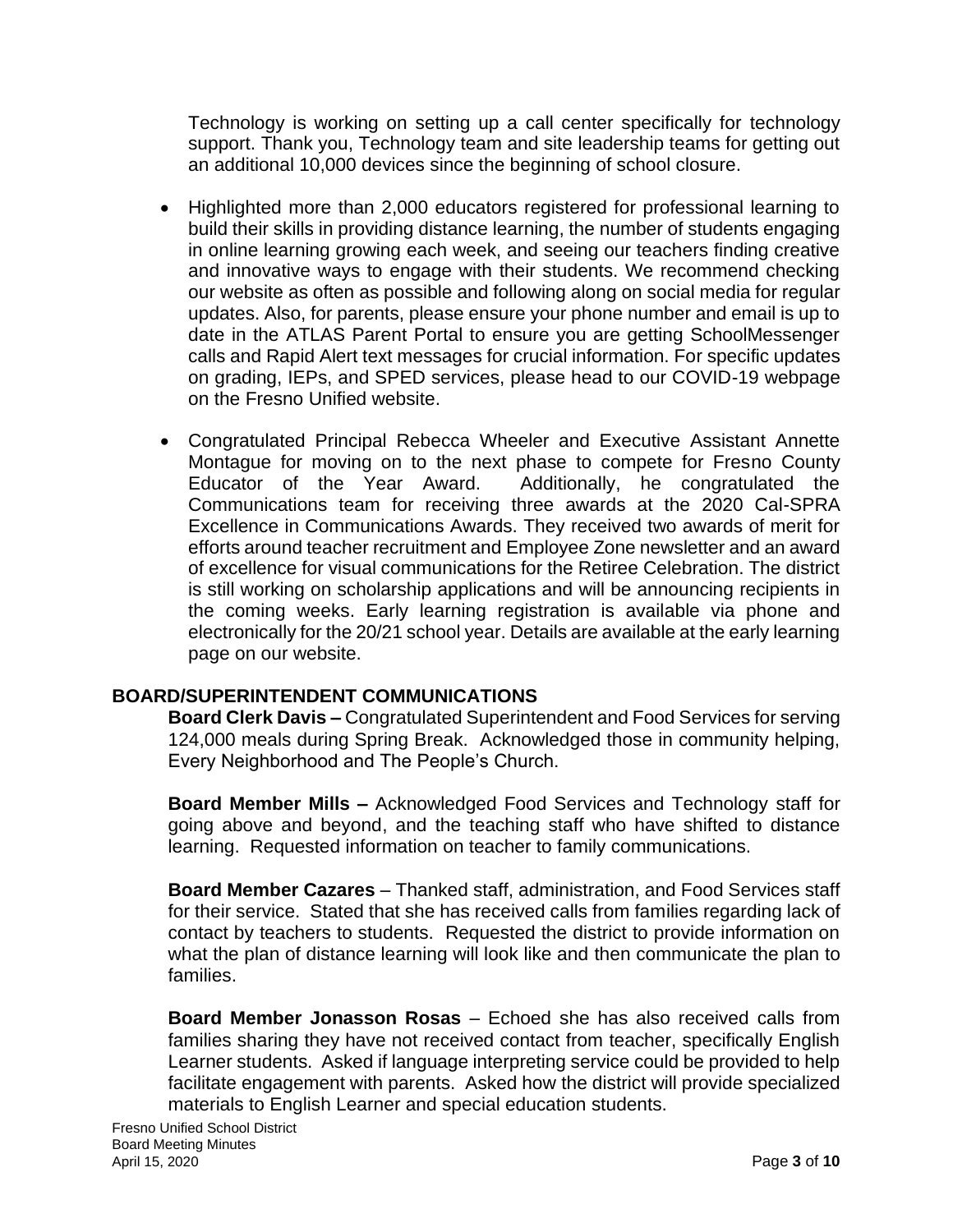Technology is working on setting up a call center specifically for technology support. Thank you, Technology team and site leadership teams for getting out an additional 10,000 devices since the beginning of school closure.

- Highlighted more than 2,000 educators registered for professional learning to build their skills in providing distance learning, the number of students engaging in online learning growing each week, and seeing our teachers finding creative and innovative ways to engage with their students. We recommend checking our website as often as possible and following along on social media for regular updates. Also, for parents, please ensure your phone number and email is up to date in the ATLAS Parent Portal to ensure you are getting SchoolMessenger calls and Rapid Alert text messages for crucial information. For specific updates on grading, IEPs, and SPED services, please head to our COVID-19 webpage on the Fresno Unified website.
- Congratulated Principal Rebecca Wheeler and Executive Assistant Annette Montague for moving on to the next phase to compete for Fresno County Educator of the Year Award. Additionally, he congratulated the Communications team for receiving three awards at the 2020 Cal-SPRA Excellence in Communications Awards. They received two awards of merit for efforts around teacher recruitment and Employee Zone newsletter and an award of excellence for visual communications for the Retiree Celebration. The district is still working on scholarship applications and will be announcing recipients in the coming weeks. Early learning registration is available via phone and electronically for the 20/21 school year. Details are available at the early learning page on our website.

## BOARD/SUPERINTENDENT COMMUNICATIONS

**Board Clerk Davis –** Congratulated Superintendent and Food Services for serving 124,000 meals during Spring Break. Acknowledged those in community helping, Every Neighborhood and The People's Church.

**Board Member Mills –** Acknowledged Food Services and Technology staff for going above and beyond, and the teaching staff who have shifted to distance learning. Requested information on teacher to family communications.

**Board Member Cazares** – Thanked staff, administration, and Food Services staff for their service. Stated that she has received calls from families regarding lack of contact by teachers to students. Requested the district to provide information on what the plan of distance learning will look like and then communicate the plan to families.

**Board Member Jonasson Rosas** – Echoed she has also received calls from families sharing they have not received contact from teacher, specifically English Learner students. Asked if language interpreting service could be provided to help facilitate engagement with parents. Asked how the district will provide specialized materials to English Learner and special education students.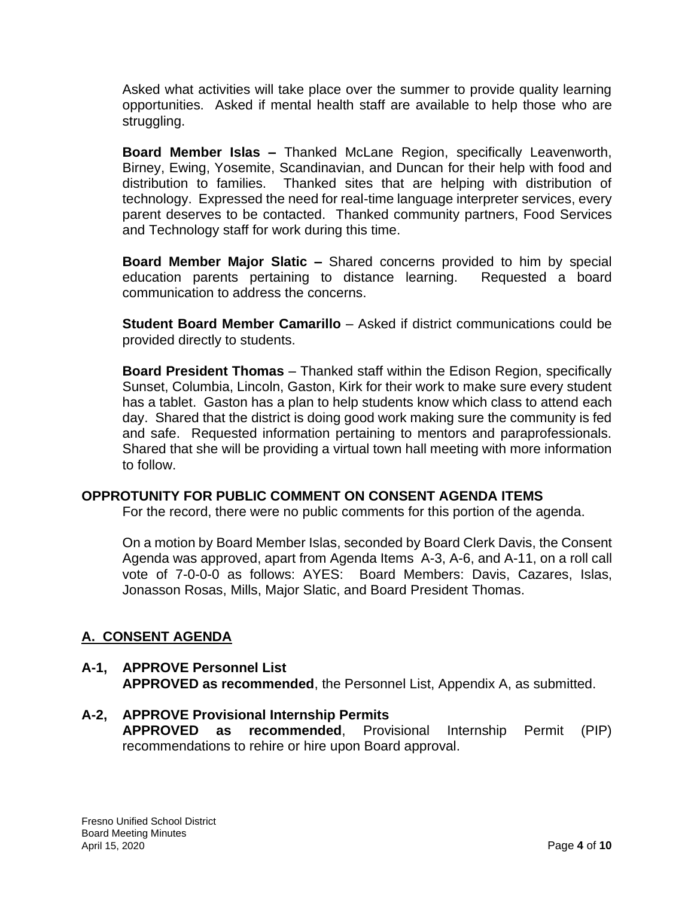Asked what activities will take place over the summer to provide quality learning opportunities. Asked if mental health staff are available to help those who are struggling.

**Board Member Islas –** Thanked McLane Region, specifically Leavenworth, Birney, Ewing, Yosemite, Scandinavian, and Duncan for their help with food and distribution to families. Thanked sites that are helping with distribution of technology. Expressed the need for real-time language interpreter services, every parent deserves to be contacted. Thanked community partners, Food Services and Technology staff for work during this time.

**Board Member Major Slatic –** Shared concerns provided to him by special education parents pertaining to distance learning. Requested a board communication to address the concerns.

**Student Board Member Camarillo** – Asked if district communications could be provided directly to students.

**Board President Thomas** – Thanked staff within the Edison Region, specifically Sunset, Columbia, Lincoln, Gaston, Kirk for their work to make sure every student has a tablet. Gaston has a plan to help students know which class to attend each day. Shared that the district is doing good work making sure the community is fed and safe. Requested information pertaining to mentors and paraprofessionals. Shared that she will be providing a virtual town hall meeting with more information to follow.

## OPPROTUNITY FOR PUBLIC COMMENT ON CONSENT AGENDA ITEMS

For the record, there were no public comments for this portion of the agenda.

On a motion by Board Member Islas, seconded by Board Clerk Davis, the Consent Agenda was approved, apart from Agenda Items A-3, A-6, and A-11, on a roll call vote of 7-0-0-0 as follows: AYES: Board Members: Davis, Cazares, Islas, Jonasson Rosas, Mills, Major Slatic, and Board President Thomas.

## A. CONSENT AGENDA

**A-1, APPROVE Personnel List**
**APPROVED as recommended**, the Personnel List, Appendix A, as submitted.

**A-2, APPROVE Provisional Internship Permits**
**APPROVED as recommended**, Provisional Internship Permit (PIP) recommendations to rehire or hire upon Board approval.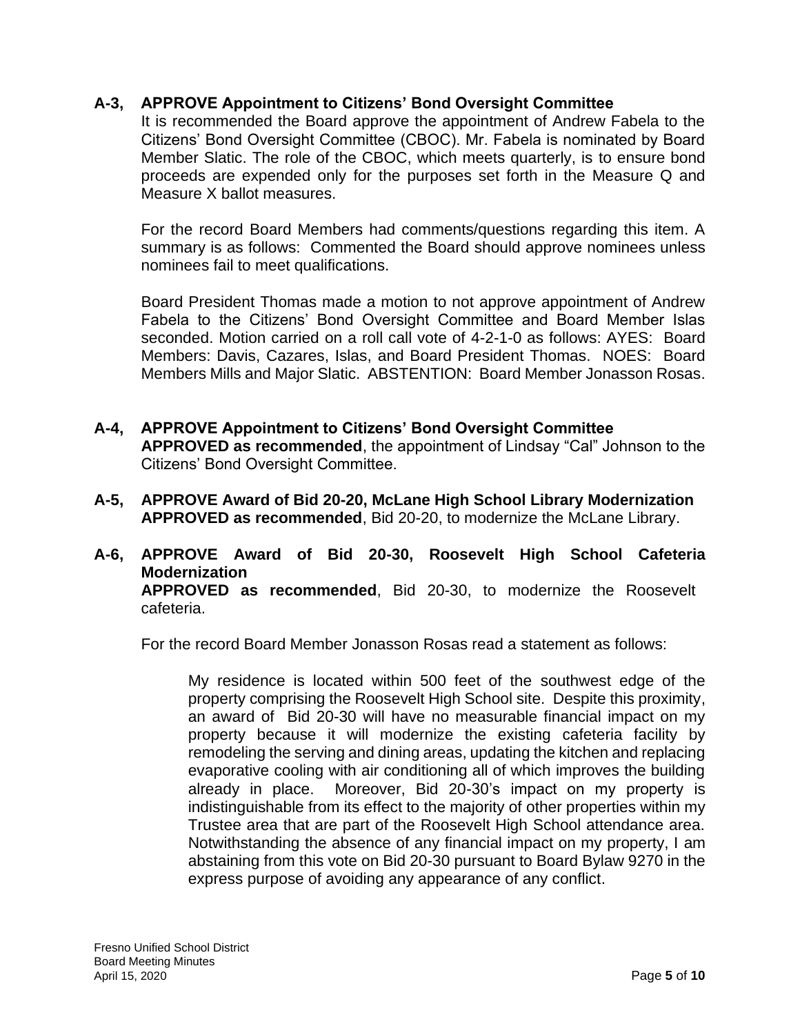**A-3, APPROVE Appointment to Citizens' Bond Oversight Committee**

It is recommended the Board approve the appointment of Andrew Fabela to the Citizens' Bond Oversight Committee (CBOC). Mr. Fabela is nominated by Board Member Slatic. The role of the CBOC, which meets quarterly, is to ensure bond proceeds are expended only for the purposes set forth in the Measure Q and Measure X ballot measures.

For the record Board Members had comments/questions regarding this item. A summary is as follows: Commented the Board should approve nominees unless nominees fail to meet qualifications.

Board President Thomas made a motion to not approve appointment of Andrew Fabela to the Citizens' Bond Oversight Committee and Board Member Islas seconded. Motion carried on a roll call vote of 4-2-1-0 as follows: AYES: Board Members: Davis, Cazares, Islas, and Board President Thomas. NOES: Board Members Mills and Major Slatic. ABSTENTION: Board Member Jonasson Rosas.

**A-4, APPROVE Appointment to Citizens' Bond Oversight Committee**
**APPROVED as recommended**, the appointment of Lindsay "Cal" Johnson to the Citizens' Bond Oversight Committee.

**A-5, APPROVE Award of Bid 20-20, McLane High School Library Modernization**
**APPROVED as recommended**, Bid 20-20, to modernize the McLane Library.

**A-6, APPROVE Award of Bid 20-30, Roosevelt High School Cafeteria Modernization**
**APPROVED as recommended**, Bid 20-30, to modernize the Roosevelt cafeteria.

For the record Board Member Jonasson Rosas read a statement as follows:

> My residence is located within 500 feet of the southwest edge of the property comprising the Roosevelt High School site. Despite this proximity, an award of Bid 20-30 will have no measurable financial impact on my property because it will modernize the existing cafeteria facility by remodeling the serving and dining areas, updating the kitchen and replacing evaporative cooling with air conditioning all of which improves the building already in place. Moreover, Bid 20-30's impact on my property is indistinguishable from its effect to the majority of other properties within my Trustee area that are part of the Roosevelt High School attendance area. Notwithstanding the absence of any financial impact on my property, I am abstaining from this vote on Bid 20-30 pursuant to Board Bylaw 9270 in the express purpose of avoiding any appearance of any conflict.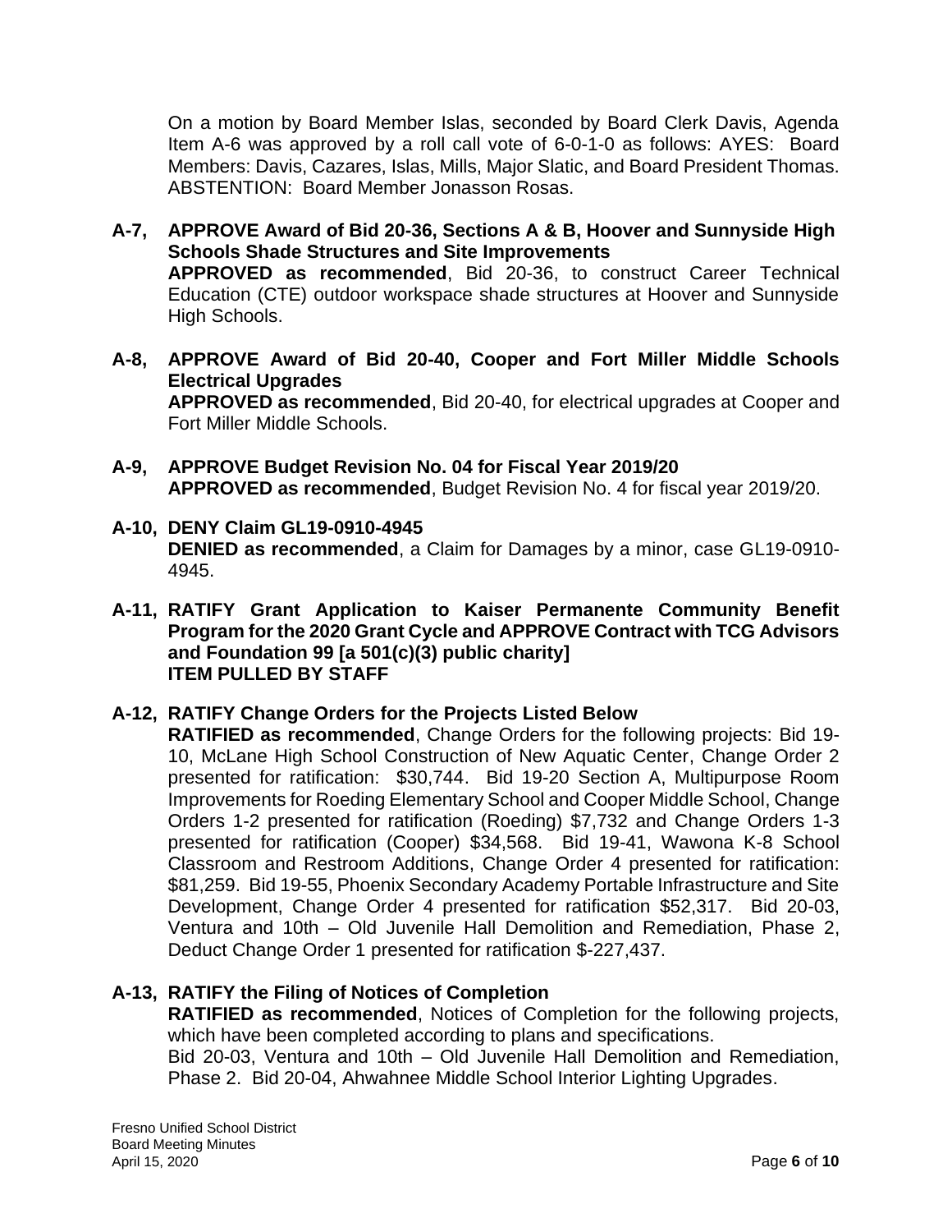On a motion by Board Member Islas, seconded by Board Clerk Davis, Agenda Item A-6 was approved by a roll call vote of 6-0-1-0 as follows: AYES: Board Members: Davis, Cazares, Islas, Mills, Major Slatic, and Board President Thomas. ABSTENTION: Board Member Jonasson Rosas.

**A-7, APPROVE Award of Bid 20-36, Sections A & B, Hoover and Sunnyside High Schools Shade Structures and Site Improvements**
**APPROVED as recommended**, Bid 20-36, to construct Career Technical Education (CTE) outdoor workspace shade structures at Hoover and Sunnyside High Schools.

**A-8, APPROVE Award of Bid 20-40, Cooper and Fort Miller Middle Schools Electrical Upgrades**
**APPROVED as recommended**, Bid 20-40, for electrical upgrades at Cooper and Fort Miller Middle Schools.

**A-9, APPROVE Budget Revision No. 04 for Fiscal Year 2019/20**
**APPROVED as recommended**, Budget Revision No. 4 for fiscal year 2019/20.

**A-10, DENY Claim GL19-0910-4945**
**DENIED as recommended**, a Claim for Damages by a minor, case GL19-0910-4945.

**A-11, RATIFY Grant Application to Kaiser Permanente Community Benefit Program for the 2020 Grant Cycle and APPROVE Contract with TCG Advisors and Foundation 99 [a 501(c)(3) public charity]**
**ITEM PULLED BY STAFF**

**A-12, RATIFY Change Orders for the Projects Listed Below**
**RATIFIED as recommended**, Change Orders for the following projects: Bid 19-10, McLane High School Construction of New Aquatic Center, Change Order 2 presented for ratification: $30,744. Bid 19-20 Section A, Multipurpose Room Improvements for Roeding Elementary School and Cooper Middle School, Change Orders 1-2 presented for ratification (Roeding) $7,732 and Change Orders 1-3 presented for ratification (Cooper) $34,568. Bid 19-41, Wawona K-8 School Classroom and Restroom Additions, Change Order 4 presented for ratification: $81,259. Bid 19-55, Phoenix Secondary Academy Portable Infrastructure and Site Development, Change Order 4 presented for ratification $52,317. Bid 20-03, Ventura and 10th – Old Juvenile Hall Demolition and Remediation, Phase 2, Deduct Change Order 1 presented for ratification $-227,437.

**A-13, RATIFY the Filing of Notices of Completion**
**RATIFIED as recommended**, Notices of Completion for the following projects, which have been completed according to plans and specifications.
Bid 20-03, Ventura and 10th – Old Juvenile Hall Demolition and Remediation, Phase 2. Bid 20-04, Ahwahnee Middle School Interior Lighting Upgrades.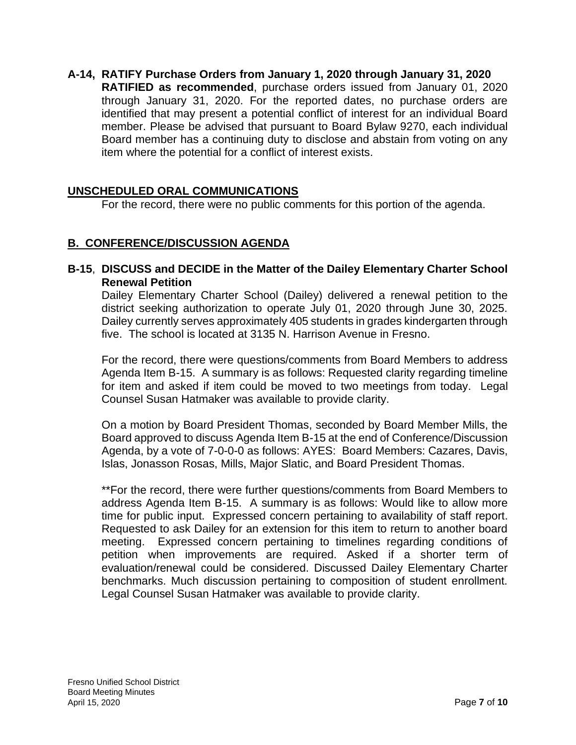**A-14, RATIFY Purchase Orders from January 1, 2020 through January 31, 2020**
**RATIFIED as recommended**, purchase orders issued from January 01, 2020 through January 31, 2020. For the reported dates, no purchase orders are identified that may present a potential conflict of interest for an individual Board member. Please be advised that pursuant to Board Bylaw 9270, each individual Board member has a continuing duty to disclose and abstain from voting on any item where the potential for a conflict of interest exists.

## UNSCHEDULED ORAL COMMUNICATIONS

For the record, there were no public comments for this portion of the agenda.

## B. CONFERENCE/DISCUSSION AGENDA

**B-15**, **DISCUSS and DECIDE in the Matter of the Dailey Elementary Charter School Renewal Petition**
Dailey Elementary Charter School (Dailey) delivered a renewal petition to the district seeking authorization to operate July 01, 2020 through June 30, 2025. Dailey currently serves approximately 405 students in grades kindergarten through five. The school is located at 3135 N. Harrison Avenue in Fresno.

For the record, there were questions/comments from Board Members to address Agenda Item B-15. A summary is as follows: Requested clarity regarding timeline for item and asked if item could be moved to two meetings from today. Legal Counsel Susan Hatmaker was available to provide clarity.

On a motion by Board President Thomas, seconded by Board Member Mills, the Board approved to discuss Agenda Item B-15 at the end of Conference/Discussion Agenda, by a vote of 7-0-0-0 as follows: AYES: Board Members: Cazares, Davis, Islas, Jonasson Rosas, Mills, Major Slatic, and Board President Thomas.

**For the record, there were further questions/comments from Board Members to address Agenda Item B-15. A summary is as follows: Would like to allow more time for public input. Expressed concern pertaining to availability of staff report. Requested to ask Dailey for an extension for this item to return to another board meeting. Expressed concern pertaining to timelines regarding conditions of petition when improvements are required. Asked if a shorter term of evaluation/renewal could be considered. Discussed Dailey Elementary Charter benchmarks. Much discussion pertaining to composition of student enrollment. Legal Counsel Susan Hatmaker was available to provide clarity.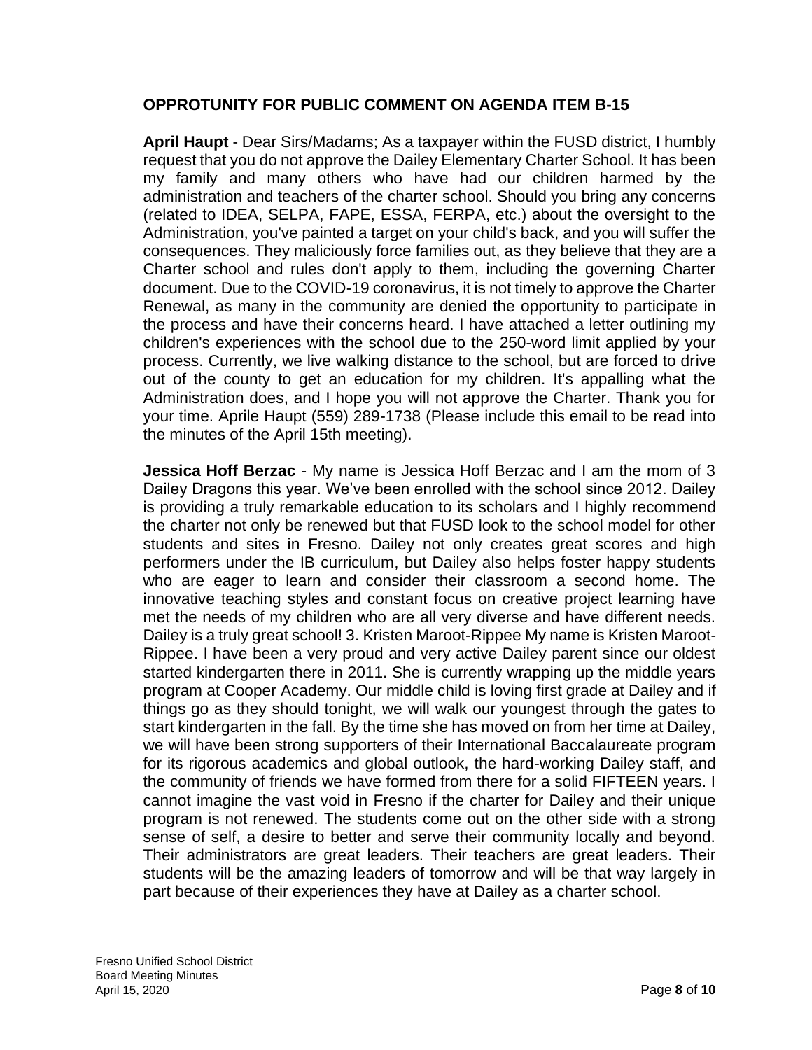## OPPROTUNITY FOR PUBLIC COMMENT ON AGENDA ITEM B-15

**April Haupt** - Dear Sirs/Madams; As a taxpayer within the FUSD district, I humbly request that you do not approve the Dailey Elementary Charter School. It has been my family and many others who have had our children harmed by the administration and teachers of the charter school. Should you bring any concerns (related to IDEA, SELPA, FAPE, ESSA, FERPA, etc.) about the oversight to the Administration, you've painted a target on your child's back, and you will suffer the consequences. They maliciously force families out, as they believe that they are a Charter school and rules don't apply to them, including the governing Charter document. Due to the COVID-19 coronavirus, it is not timely to approve the Charter Renewal, as many in the community are denied the opportunity to participate in the process and have their concerns heard. I have attached a letter outlining my children's experiences with the school due to the 250-word limit applied by your process. Currently, we live walking distance to the school, but are forced to drive out of the county to get an education for my children. It's appalling what the Administration does, and I hope you will not approve the Charter. Thank you for your time. Aprile Haupt (559) 289-1738 (Please include this email to be read into the minutes of the April 15th meeting).

**Jessica Hoff Berzac** - My name is Jessica Hoff Berzac and I am the mom of 3 Dailey Dragons this year. We've been enrolled with the school since 2012. Dailey is providing a truly remarkable education to its scholars and I highly recommend the charter not only be renewed but that FUSD look to the school model for other students and sites in Fresno. Dailey not only creates great scores and high performers under the IB curriculum, but Dailey also helps foster happy students who are eager to learn and consider their classroom a second home. The innovative teaching styles and constant focus on creative project learning have met the needs of my children who are all very diverse and have different needs. Dailey is a truly great school! 3. Kristen Maroot-Rippee My name is Kristen Maroot-Rippee. I have been a very proud and very active Dailey parent since our oldest started kindergarten there in 2011. She is currently wrapping up the middle years program at Cooper Academy. Our middle child is loving first grade at Dailey and if things go as they should tonight, we will walk our youngest through the gates to start kindergarten in the fall. By the time she has moved on from her time at Dailey, we will have been strong supporters of their International Baccalaureate program for its rigorous academics and global outlook, the hard-working Dailey staff, and the community of friends we have formed from there for a solid FIFTEEN years. I cannot imagine the vast void in Fresno if the charter for Dailey and their unique program is not renewed. The students come out on the other side with a strong sense of self, a desire to better and serve their community locally and beyond. Their administrators are great leaders. Their teachers are great leaders. Their students will be the amazing leaders of tomorrow and will be that way largely in part because of their experiences they have at Dailey as a charter school.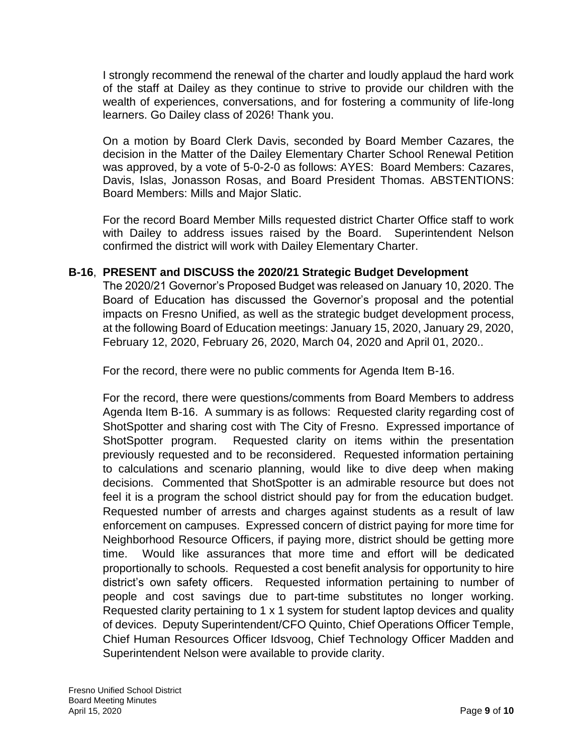I strongly recommend the renewal of the charter and loudly applaud the hard work of the staff at Dailey as they continue to strive to provide our children with the wealth of experiences, conversations, and for fostering a community of life-long learners. Go Dailey class of 2026! Thank you.

On a motion by Board Clerk Davis, seconded by Board Member Cazares, the decision in the Matter of the Dailey Elementary Charter School Renewal Petition was approved, by a vote of 5-0-2-0 as follows: AYES: Board Members: Cazares, Davis, Islas, Jonasson Rosas, and Board President Thomas. ABSTENTIONS: Board Members: Mills and Major Slatic.

For the record Board Member Mills requested district Charter Office staff to work with Dailey to address issues raised by the Board. Superintendent Nelson confirmed the district will work with Dailey Elementary Charter.

**B-16**, **PRESENT and DISCUSS the 2020/21 Strategic Budget Development**

The 2020/21 Governor's Proposed Budget was released on January 10, 2020. The Board of Education has discussed the Governor's proposal and the potential impacts on Fresno Unified, as well as the strategic budget development process, at the following Board of Education meetings: January 15, 2020, January 29, 2020, February 12, 2020, February 26, 2020, March 04, 2020 and April 01, 2020..

For the record, there were no public comments for Agenda Item B-16.

For the record, there were questions/comments from Board Members to address Agenda Item B-16. A summary is as follows: Requested clarity regarding cost of ShotSpotter and sharing cost with The City of Fresno. Expressed importance of ShotSpotter program. Requested clarity on items within the presentation previously requested and to be reconsidered. Requested information pertaining to calculations and scenario planning, would like to dive deep when making decisions. Commented that ShotSpotter is an admirable resource but does not feel it is a program the school district should pay for from the education budget. Requested number of arrests and charges against students as a result of law enforcement on campuses. Expressed concern of district paying for more time for Neighborhood Resource Officers, if paying more, district should be getting more time. Would like assurances that more time and effort will be dedicated proportionally to schools. Requested a cost benefit analysis for opportunity to hire district's own safety officers. Requested information pertaining to number of people and cost savings due to part-time substitutes no longer working. Requested clarity pertaining to 1 x 1 system for student laptop devices and quality of devices. Deputy Superintendent/CFO Quinto, Chief Operations Officer Temple, Chief Human Resources Officer Idsvoog, Chief Technology Officer Madden and Superintendent Nelson were available to provide clarity.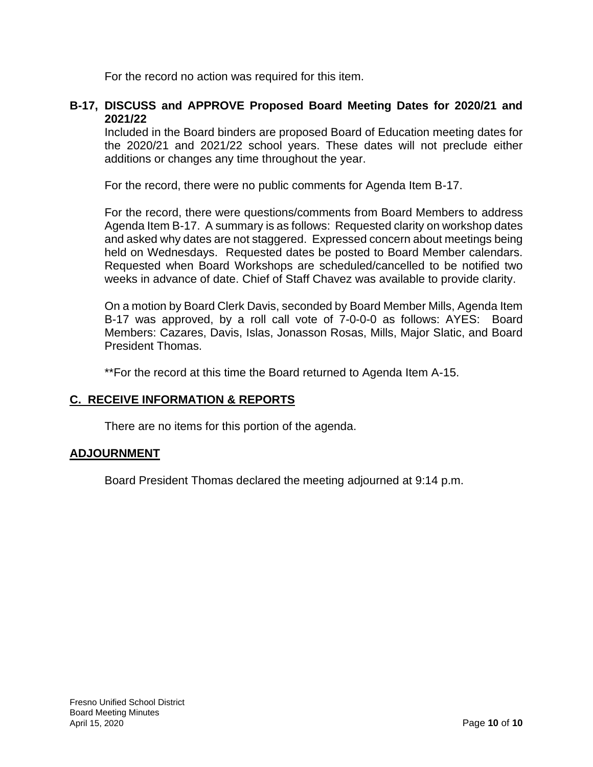For the record no action was required for this item.

**B-17, DISCUSS and APPROVE Proposed Board Meeting Dates for 2020/21 and 2021/22**

Included in the Board binders are proposed Board of Education meeting dates for the 2020/21 and 2021/22 school years. These dates will not preclude either additions or changes any time throughout the year.

For the record, there were no public comments for Agenda Item B-17.

For the record, there were questions/comments from Board Members to address Agenda Item B-17. A summary is as follows: Requested clarity on workshop dates and asked why dates are not staggered. Expressed concern about meetings being held on Wednesdays. Requested dates be posted to Board Member calendars. Requested when Board Workshops are scheduled/cancelled to be notified two weeks in advance of date. Chief of Staff Chavez was available to provide clarity.

On a motion by Board Clerk Davis, seconded by Board Member Mills, Agenda Item B-17 was approved, by a roll call vote of 7-0-0-0 as follows: AYES: Board Members: Cazares, Davis, Islas, Jonasson Rosas, Mills, Major Slatic, and Board President Thomas.

**For the record at this time the Board returned to Agenda Item A-15.

## C. RECEIVE INFORMATION & REPORTS

There are no items for this portion of the agenda.

## ADJOURNMENT

Board President Thomas declared the meeting adjourned at 9:14 p.m.